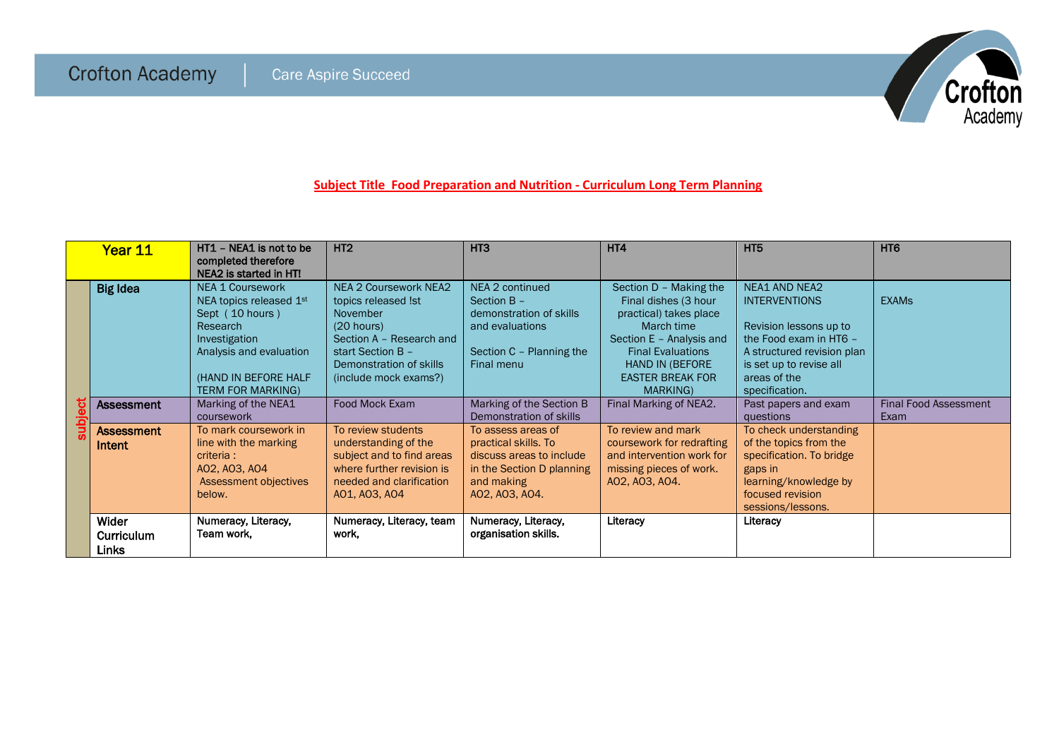Crofton Academy | Care Aspire Succeed

## Subject Title Food Preparation and Nutrition - Curriculum Long Term Planning

| | Year 11 | HT1 – NEA1 is not to be completed therefore NEA2 is started in HT! | HT2 | HT3 | HT4 | HT5 | HT6 |
|---|---|---|---|---|---|---|---|
| subject | **Big Idea** | NEA 1 Coursework<br>NEA topics released 1st Sept ( 10 hours )<br>Research<br>Investigation<br>Analysis and evaluation<br><br>(HAND IN BEFORE HALF TERM FOR MARKING) | NEA 2 Coursework NEA2 topics released !st November<br>(20 hours)<br>Section A – Research and start Section B – Demonstration of skills (include mock exams?) | NEA 2 continued<br>Section B – demonstration of skills and evaluations<br><br>Section C – Planning the Final menu | Section D – Making the Final dishes (3 hour practical) takes place March time<br>Section E – Analysis and Final Evaluations<br>HAND IN (BEFORE EASTER BREAK FOR MARKING) | NEA1 AND NEA2 INTERVENTIONS<br><br>Revision lessons up to the Food exam in HT6 – A structured revision plan is set up to revise all areas of the specification. | EXAMs |
| | **Assessment** | Marking of the NEA1 coursework | Food Mock Exam | Marking of the Section B Demonstration of skills | Final Marking of NEA2. | Past papers and exam questions | Final Food Assessment Exam |
| | **Assessment Intent** | To mark coursework in line with the marking criteria :<br>AO2, AO3, AO4<br>Assessment objectives below. | To review students understanding of the subject and to find areas where further revision is needed and clarification<br>AO1, AO3, AO4 | To assess areas of practical skills. To discuss areas to include in the Section D planning and making<br>AO2, AO3, AO4. | To review and mark coursework for redrafting and intervention work for missing pieces of work.<br>AO2, AO3, AO4. | To check understanding of the topics from the specification. To bridge gaps in learning/knowledge by focused revision sessions/lessons. | |
| | **Wider Curriculum Links** | Numeracy, Literacy, Team work, | Numeracy, Literacy, team work, | Numeracy, Literacy, organisation skills. | Literacy | Literacy | |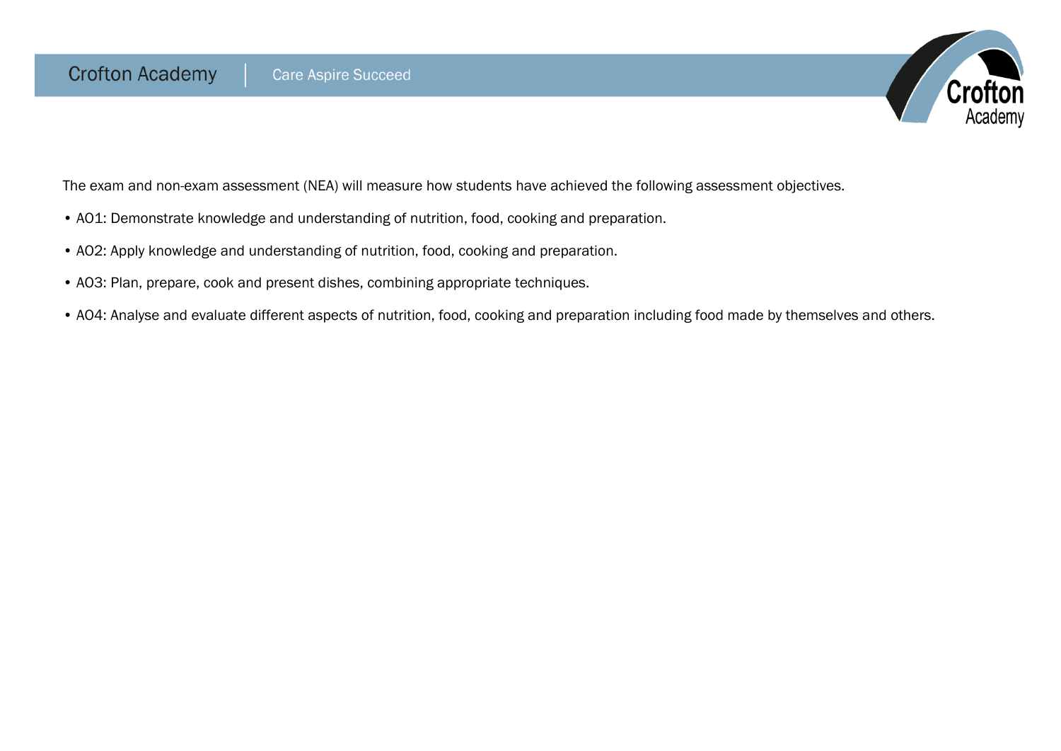The exam and non-exam assessment (NEA) will measure how students have achieved the following assessment objectives.

- AO1: Demonstrate knowledge and understanding of nutrition, food, cooking and preparation.
- AO2: Apply knowledge and understanding of nutrition, food, cooking and preparation.
- AO3: Plan, prepare, cook and present dishes, combining appropriate techniques.
- AO4: Analyse and evaluate different aspects of nutrition, food, cooking and preparation including food made by themselves and others.